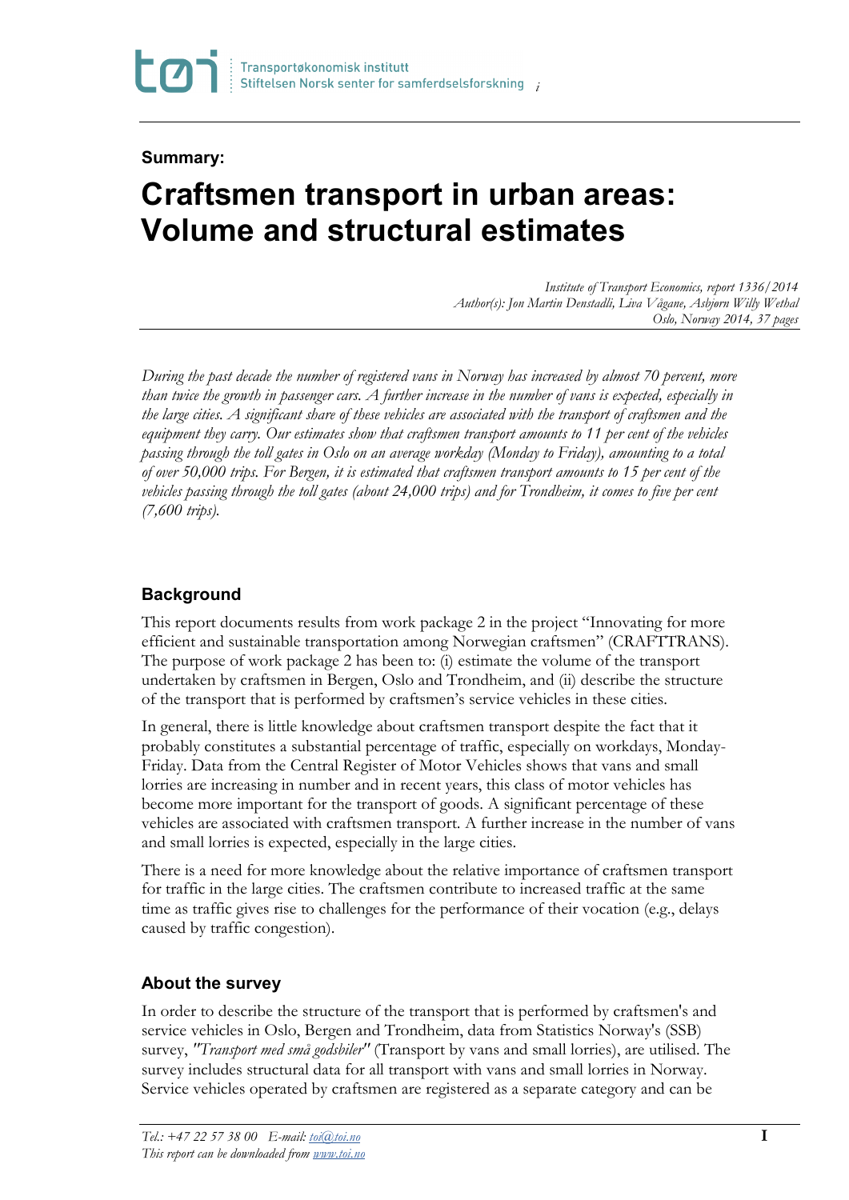**Summary:**

# Craftsmen transport in urban areas: Volume and structural estimates

*Institute of Transport Economics, report 1336/2014*
*Author(s): Jon Martin Denstadli, Liva Vågane, Asbjørn Willy Wethal*
*Oslo, Norway 2014, 37 pages*

*During the past decade the number of registered vans in Norway has increased by almost 70 percent, more than twice the growth in passenger cars. A further increase in the number of vans is expected, especially in the large cities. A significant share of these vehicles are associated with the transport of craftsmen and the equipment they carry. Our estimates show that craftsmen transport amounts to 11 per cent of the vehicles passing through the toll gates in Oslo on an average workday (Monday to Friday), amounting to a total of over 50,000 trips. For Bergen, it is estimated that craftsmen transport amounts to 15 per cent of the vehicles passing through the toll gates (about 24,000 trips) and for Trondheim, it comes to five per cent (7,600 trips).*

## Background

This report documents results from work package 2 in the project "Innovating for more efficient and sustainable transportation among Norwegian craftsmen" (CRAFTTRANS). The purpose of work package 2 has been to: (i) estimate the volume of the transport undertaken by craftsmen in Bergen, Oslo and Trondheim, and (ii) describe the structure of the transport that is performed by craftsmen's service vehicles in these cities.

In general, there is little knowledge about craftsmen transport despite the fact that it probably constitutes a substantial percentage of traffic, especially on workdays, Monday-Friday. Data from the Central Register of Motor Vehicles shows that vans and small lorries are increasing in number and in recent years, this class of motor vehicles has become more important for the transport of goods. A significant percentage of these vehicles are associated with craftsmen transport. A further increase in the number of vans and small lorries is expected, especially in the large cities.

There is a need for more knowledge about the relative importance of craftsmen transport for traffic in the large cities. The craftsmen contribute to increased traffic at the same time as traffic gives rise to challenges for the performance of their vocation (e.g., delays caused by traffic congestion).

## About the survey

In order to describe the structure of the transport that is performed by craftsmen's and service vehicles in Oslo, Bergen and Trondheim, data from Statistics Norway's (SSB) survey, *"Transport med små godsbiler"* (Transport by vans and small lorries), are utilised. The survey includes structural data for all transport with vans and small lorries in Norway. Service vehicles operated by craftsmen are registered as a separate category and can be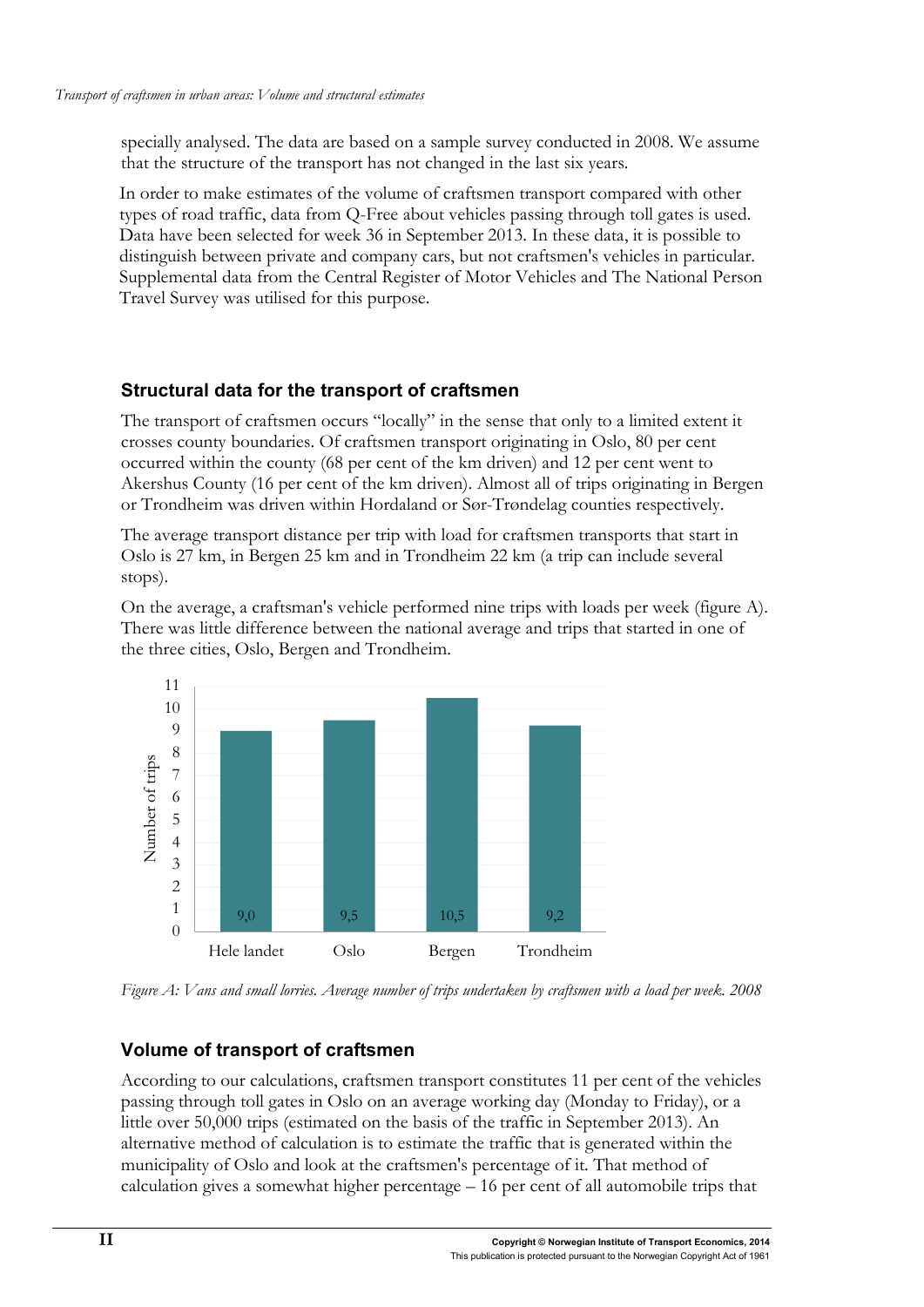specially analysed. The data are based on a sample survey conducted in 2008. We assume that the structure of the transport has not changed in the last six years.

In order to make estimates of the volume of craftsmen transport compared with other types of road traffic, data from Q-Free about vehicles passing through toll gates is used. Data have been selected for week 36 in September 2013. In these data, it is possible to distinguish between private and company cars, but not craftsmen's vehicles in particular. Supplemental data from the Central Register of Motor Vehicles and The National Person Travel Survey was utilised for this purpose.

### Structural data for the transport of craftsmen

The transport of craftsmen occurs "locally" in the sense that only to a limited extent it crosses county boundaries. Of craftsmen transport originating in Oslo, 80 per cent occurred within the county (68 per cent of the km driven) and 12 per cent went to Akershus County (16 per cent of the km driven). Almost all of trips originating in Bergen or Trondheim was driven within Hordaland or Sør-Trøndelag counties respectively.

The average transport distance per trip with load for craftsmen transports that start in Oslo is 27 km, in Bergen 25 km and in Trondheim 22 km (a trip can include several stops).

On the average, a craftsman's vehicle performed nine trips with loads per week (figure A). There was little difference between the national average and trips that started in one of the three cities, Oslo, Bergen and Trondheim.

| | Hele landet | Oslo | Bergen | Trondheim |
|---|---|---|---|---|
| Number of trips | 9,0 | 9,5 | 10,5 | 9,2 |

*Figure A: Vans and small lorries. Average number of trips undertaken by craftsmen with a load per week. 2008*

### Volume of transport of craftsmen

According to our calculations, craftsmen transport constitutes 11 per cent of the vehicles passing through toll gates in Oslo on an average working day (Monday to Friday), or a little over 50,000 trips (estimated on the basis of the traffic in September 2013). An alternative method of calculation is to estimate the traffic that is generated within the municipality of Oslo and look at the craftsmen's percentage of it. That method of calculation gives a somewhat higher percentage – 16 per cent of all automobile trips that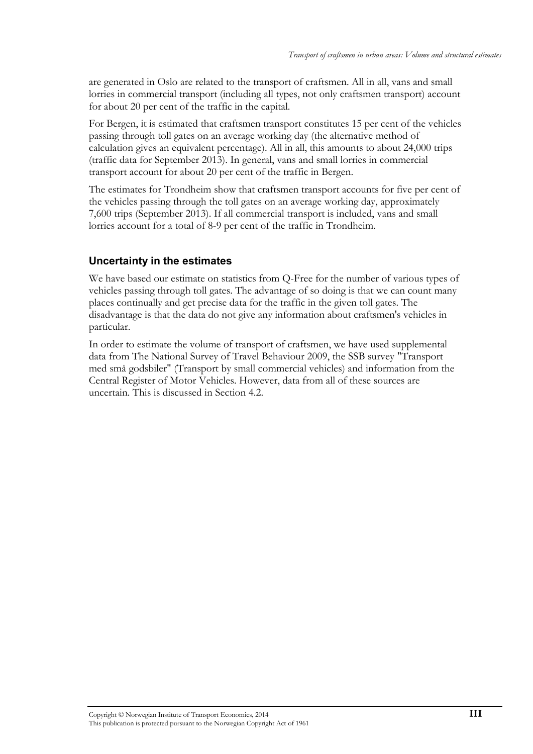are generated in Oslo are related to the transport of craftsmen. All in all, vans and small lorries in commercial transport (including all types, not only craftsmen transport) account for about 20 per cent of the traffic in the capital.

For Bergen, it is estimated that craftsmen transport constitutes 15 per cent of the vehicles passing through toll gates on an average working day (the alternative method of calculation gives an equivalent percentage). All in all, this amounts to about 24,000 trips (traffic data for September 2013). In general, vans and small lorries in commercial transport account for about 20 per cent of the traffic in Bergen.

The estimates for Trondheim show that craftsmen transport accounts for five per cent of the vehicles passing through the toll gates on an average working day, approximately 7,600 trips (September 2013). If all commercial transport is included, vans and small lorries account for a total of 8-9 per cent of the traffic in Trondheim.

### Uncertainty in the estimates

We have based our estimate on statistics from Q-Free for the number of various types of vehicles passing through toll gates. The advantage of so doing is that we can count many places continually and get precise data for the traffic in the given toll gates. The disadvantage is that the data do not give any information about craftsmen's vehicles in particular.

In order to estimate the volume of transport of craftsmen, we have used supplemental data from The National Survey of Travel Behaviour 2009, the SSB survey "Transport med små godsbiler" (Transport by small commercial vehicles) and information from the Central Register of Motor Vehicles. However, data from all of these sources are uncertain. This is discussed in Section 4.2.